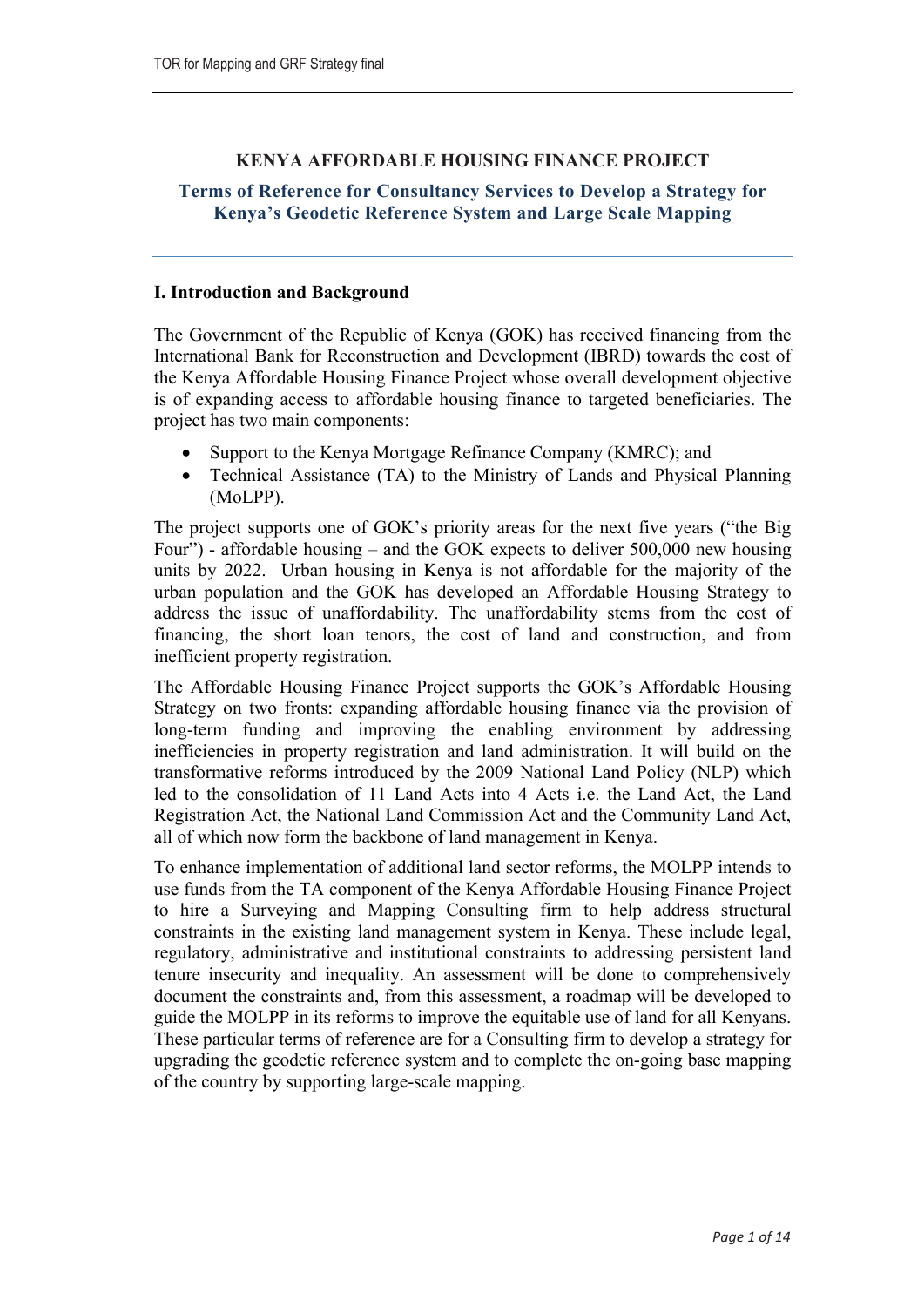# KENYA AFFORDABLE HOUSING FINANCE PROJECT

## Terms of Reference for Consultancy Services to Develop a Strategy for Kenya's Geodetic Reference System and Large Scale Mapping

### I. Introduction and Background

The Government of the Republic of Kenya (GOK) has received financing from the International Bank for Reconstruction and Development (IBRD) towards the cost of the Kenya Affordable Housing Finance Project whose overall development objective is of expanding access to affordable housing finance to targeted beneficiaries. The project has two main components:

- Support to the Kenya Mortgage Refinance Company (KMRC); and
- Technical Assistance (TA) to the Ministry of Lands and Physical Planning (MoLPP).

The project supports one of GOK's priority areas for the next five years ("the Big Four") - affordable housing – and the GOK expects to deliver 500,000 new housing units by 2022. Urban housing in Kenya is not affordable for the majority of the urban population and the GOK has developed an Affordable Housing Strategy to address the issue of unaffordability. The unaffordability stems from the cost of financing, the short loan tenors, the cost of land and construction, and from inefficient property registration.

The Affordable Housing Finance Project supports the GOK's Affordable Housing Strategy on two fronts: expanding affordable housing finance via the provision of long-term funding and improving the enabling environment by addressing inefficiencies in property registration and land administration. It will build on the transformative reforms introduced by the 2009 National Land Policy (NLP) which led to the consolidation of 11 Land Acts into 4 Acts i.e. the Land Act, the Land Registration Act, the National Land Commission Act and the Community Land Act, all of which now form the backbone of land management in Kenya.

To enhance implementation of additional land sector reforms, the MOLPP intends to use funds from the TA component of the Kenya Affordable Housing Finance Project to hire a Surveying and Mapping Consulting firm to help address structural constraints in the existing land management system in Kenya. These include legal, regulatory, administrative and institutional constraints to addressing persistent land tenure insecurity and inequality. An assessment will be done to comprehensively document the constraints and, from this assessment, a roadmap will be developed to guide the MOLPP in its reforms to improve the equitable use of land for all Kenyans. These particular terms of reference are for a Consulting firm to develop a strategy for upgrading the geodetic reference system and to complete the on-going base mapping of the country by supporting large-scale mapping.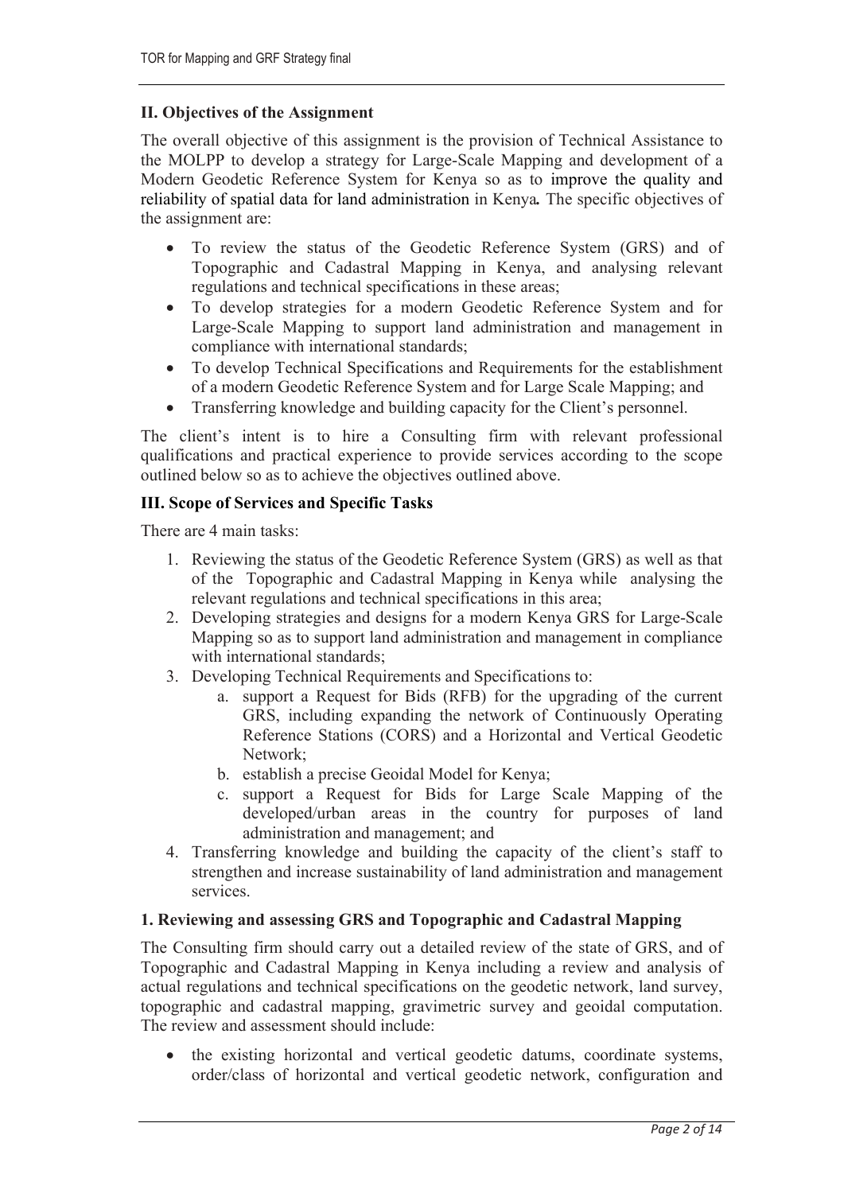## II. Objectives of the Assignment

The overall objective of this assignment is the provision of Technical Assistance to the MOLPP to develop a strategy for Large-Scale Mapping and development of a Modern Geodetic Reference System for Kenya so as to improve the quality and reliability of spatial data for land administration in Kenya*.* The specific objectives of the assignment are:

- To review the status of the Geodetic Reference System (GRS) and of Topographic and Cadastral Mapping in Kenya, and analysing relevant regulations and technical specifications in these areas;
- To develop strategies for a modern Geodetic Reference System and for Large-Scale Mapping to support land administration and management in compliance with international standards;
- To develop Technical Specifications and Requirements for the establishment of a modern Geodetic Reference System and for Large Scale Mapping; and
- Transferring knowledge and building capacity for the Client's personnel.

The client's intent is to hire a Consulting firm with relevant professional qualifications and practical experience to provide services according to the scope outlined below so as to achieve the objectives outlined above.

## III. Scope of Services and Specific Tasks

There are 4 main tasks:

1. Reviewing the status of the Geodetic Reference System (GRS) as well as that of the Topographic and Cadastral Mapping in Kenya while analysing the relevant regulations and technical specifications in this area;
2. Developing strategies and designs for a modern Kenya GRS for Large-Scale Mapping so as to support land administration and management in compliance with international standards;
3. Developing Technical Requirements and Specifications to:
   a. support a Request for Bids (RFB) for the upgrading of the current GRS, including expanding the network of Continuously Operating Reference Stations (CORS) and a Horizontal and Vertical Geodetic Network;
   b. establish a precise Geoidal Model for Kenya;
   c. support a Request for Bids for Large Scale Mapping of the developed/urban areas in the country for purposes of land administration and management; and
4. Transferring knowledge and building the capacity of the client's staff to strengthen and increase sustainability of land administration and management services.

### 1. Reviewing and assessing GRS and Topographic and Cadastral Mapping

The Consulting firm should carry out a detailed review of the state of GRS, and of Topographic and Cadastral Mapping in Kenya including a review and analysis of actual regulations and technical specifications on the geodetic network, land survey, topographic and cadastral mapping, gravimetric survey and geoidal computation. The review and assessment should include:

- the existing horizontal and vertical geodetic datums, coordinate systems, order/class of horizontal and vertical geodetic network, configuration and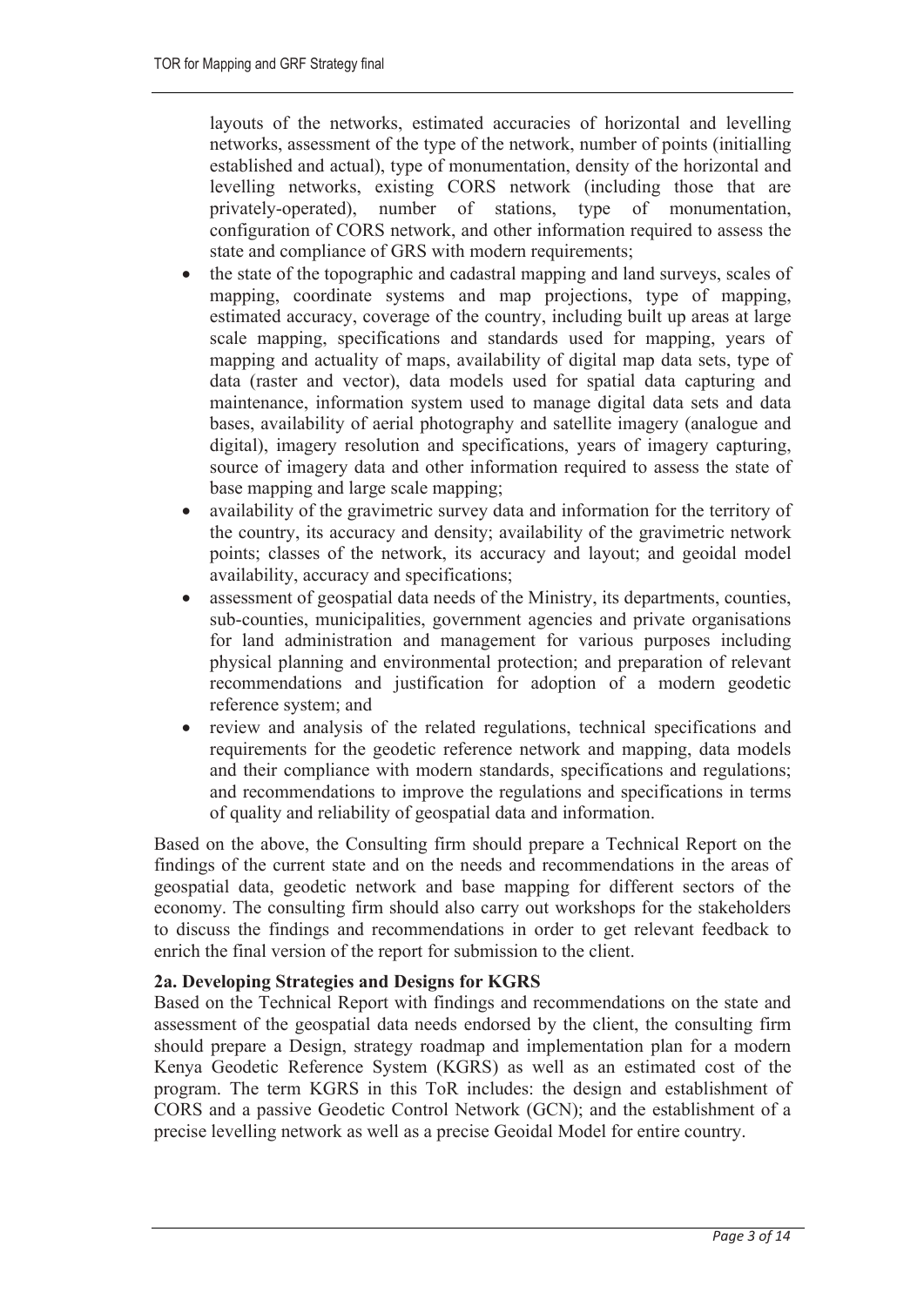layouts of the networks, estimated accuracies of horizontal and levelling networks, assessment of the type of the network, number of points (initialling established and actual), type of monumentation, density of the horizontal and levelling networks, existing CORS network (including those that are privately-operated), number of stations, type of monumentation, configuration of CORS network, and other information required to assess the state and compliance of GRS with modern requirements;

- the state of the topographic and cadastral mapping and land surveys, scales of mapping, coordinate systems and map projections, type of mapping, estimated accuracy, coverage of the country, including built up areas at large scale mapping, specifications and standards used for mapping, years of mapping and actuality of maps, availability of digital map data sets, type of data (raster and vector), data models used for spatial data capturing and maintenance, information system used to manage digital data sets and data bases, availability of aerial photography and satellite imagery (analogue and digital), imagery resolution and specifications, years of imagery capturing, source of imagery data and other information required to assess the state of base mapping and large scale mapping;
- availability of the gravimetric survey data and information for the territory of the country, its accuracy and density; availability of the gravimetric network points; classes of the network, its accuracy and layout; and geoidal model availability, accuracy and specifications;
- assessment of geospatial data needs of the Ministry, its departments, counties, sub-counties, municipalities, government agencies and private organisations for land administration and management for various purposes including physical planning and environmental protection; and preparation of relevant recommendations and justification for adoption of a modern geodetic reference system; and
- review and analysis of the related regulations, technical specifications and requirements for the geodetic reference network and mapping, data models and their compliance with modern standards, specifications and regulations; and recommendations to improve the regulations and specifications in terms of quality and reliability of geospatial data and information.

Based on the above, the Consulting firm should prepare a Technical Report on the findings of the current state and on the needs and recommendations in the areas of geospatial data, geodetic network and base mapping for different sectors of the economy. The consulting firm should also carry out workshops for the stakeholders to discuss the findings and recommendations in order to get relevant feedback to enrich the final version of the report for submission to the client.

**2a. Developing Strategies and Designs for KGRS**

Based on the Technical Report with findings and recommendations on the state and assessment of the geospatial data needs endorsed by the client, the consulting firm should prepare a Design, strategy roadmap and implementation plan for a modern Kenya Geodetic Reference System (KGRS) as well as an estimated cost of the program. The term KGRS in this ToR includes: the design and establishment of CORS and a passive Geodetic Control Network (GCN); and the establishment of a precise levelling network as well as a precise Geoidal Model for entire country.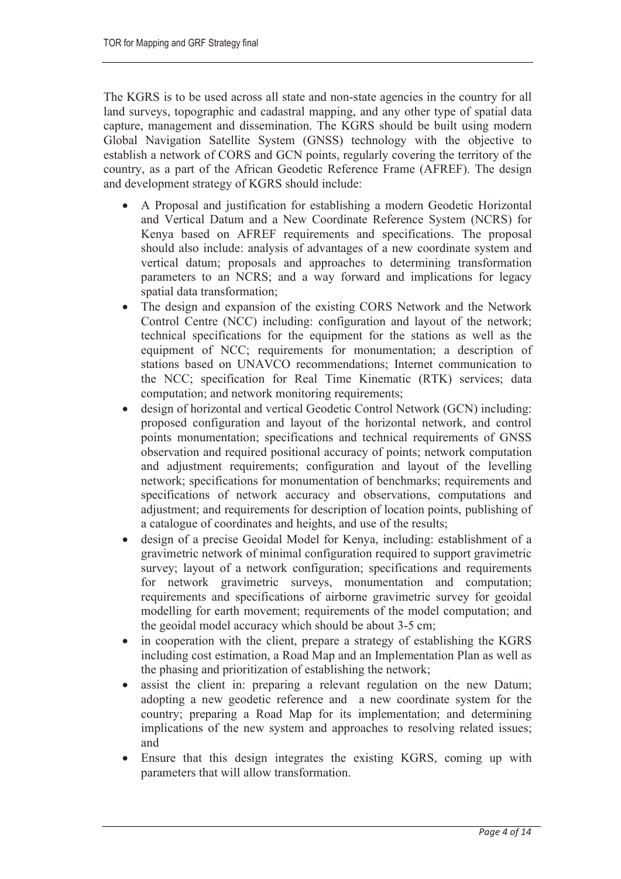The KGRS is to be used across all state and non-state agencies in the country for all land surveys, topographic and cadastral mapping, and any other type of spatial data capture, management and dissemination. The KGRS should be built using modern Global Navigation Satellite System (GNSS) technology with the objective to establish a network of CORS and GCN points, regularly covering the territory of the country, as a part of the African Geodetic Reference Frame (AFREF). The design and development strategy of KGRS should include:

- A Proposal and justification for establishing a modern Geodetic Horizontal and Vertical Datum and a New Coordinate Reference System (NCRS) for Kenya based on AFREF requirements and specifications. The proposal should also include: analysis of advantages of a new coordinate system and vertical datum; proposals and approaches to determining transformation parameters to an NCRS; and a way forward and implications for legacy spatial data transformation;
- The design and expansion of the existing CORS Network and the Network Control Centre (NCC) including: configuration and layout of the network; technical specifications for the equipment for the stations as well as the equipment of NCC; requirements for monumentation; a description of stations based on UNAVCO recommendations; Internet communication to the NCC; specification for Real Time Kinematic (RTK) services; data computation; and network monitoring requirements;
- design of horizontal and vertical Geodetic Control Network (GCN) including: proposed configuration and layout of the horizontal network, and control points monumentation; specifications and technical requirements of GNSS observation and required positional accuracy of points; network computation and adjustment requirements; configuration and layout of the levelling network; specifications for monumentation of benchmarks; requirements and specifications of network accuracy and observations, computations and adjustment; and requirements for description of location points, publishing of a catalogue of coordinates and heights, and use of the results;
- design of a precise Geoidal Model for Kenya, including: establishment of a gravimetric network of minimal configuration required to support gravimetric survey; layout of a network configuration; specifications and requirements for network gravimetric surveys, monumentation and computation; requirements and specifications of airborne gravimetric survey for geoidal modelling for earth movement; requirements of the model computation; and the geoidal model accuracy which should be about 3-5 cm;
- in cooperation with the client, prepare a strategy of establishing the KGRS including cost estimation, a Road Map and an Implementation Plan as well as the phasing and prioritization of establishing the network;
- assist the client in: preparing a relevant regulation on the new Datum; adopting a new geodetic reference and a new coordinate system for the country; preparing a Road Map for its implementation; and determining implications of the new system and approaches to resolving related issues; and
- Ensure that this design integrates the existing KGRS, coming up with parameters that will allow transformation.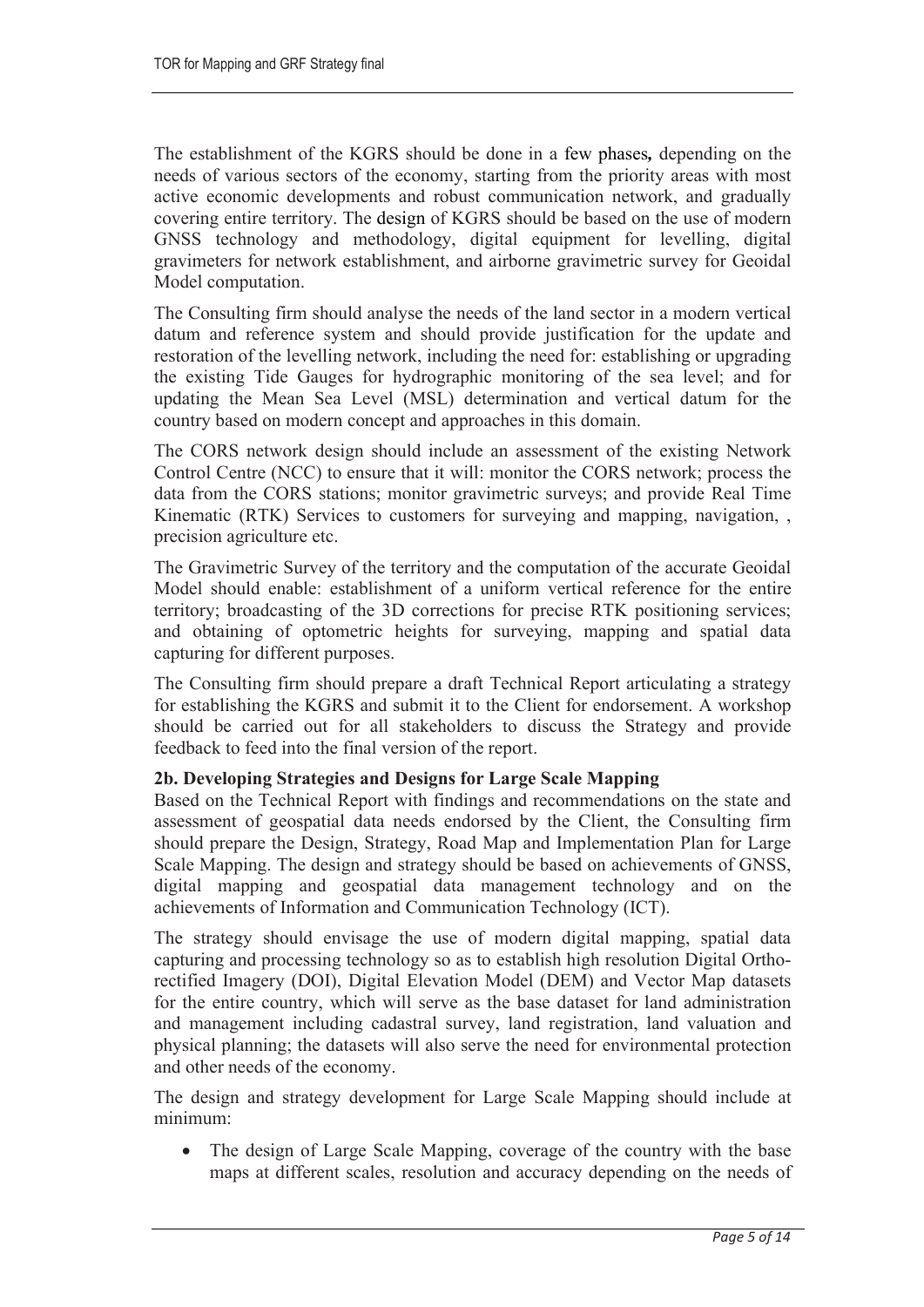The establishment of the KGRS should be done in a few phases**,** depending on the needs of various sectors of the economy, starting from the priority areas with most active economic developments and robust communication network, and gradually covering entire territory. The design of KGRS should be based on the use of modern GNSS technology and methodology, digital equipment for levelling, digital gravimeters for network establishment, and airborne gravimetric survey for Geoidal Model computation.

The Consulting firm should analyse the needs of the land sector in a modern vertical datum and reference system and should provide justification for the update and restoration of the levelling network, including the need for: establishing or upgrading the existing Tide Gauges for hydrographic monitoring of the sea level; and for updating the Mean Sea Level (MSL) determination and vertical datum for the country based on modern concept and approaches in this domain.

The CORS network design should include an assessment of the existing Network Control Centre (NCC) to ensure that it will: monitor the CORS network; process the data from the CORS stations; monitor gravimetric surveys; and provide Real Time Kinematic (RTK) Services to customers for surveying and mapping, navigation, , precision agriculture etc.

The Gravimetric Survey of the territory and the computation of the accurate Geoidal Model should enable: establishment of a uniform vertical reference for the entire territory; broadcasting of the 3D corrections for precise RTK positioning services; and obtaining of optometric heights for surveying, mapping and spatial data capturing for different purposes.

The Consulting firm should prepare a draft Technical Report articulating a strategy for establishing the KGRS and submit it to the Client for endorsement. A workshop should be carried out for all stakeholders to discuss the Strategy and provide feedback to feed into the final version of the report.

**2b. Developing Strategies and Designs for Large Scale Mapping**

Based on the Technical Report with findings and recommendations on the state and assessment of geospatial data needs endorsed by the Client, the Consulting firm should prepare the Design, Strategy, Road Map and Implementation Plan for Large Scale Mapping. The design and strategy should be based on achievements of GNSS, digital mapping and geospatial data management technology and on the achievements of Information and Communication Technology (ICT).

The strategy should envisage the use of modern digital mapping, spatial data capturing and processing technology so as to establish high resolution Digital Ortho-rectified Imagery (DOI), Digital Elevation Model (DEM) and Vector Map datasets for the entire country, which will serve as the base dataset for land administration and management including cadastral survey, land registration, land valuation and physical planning; the datasets will also serve the need for environmental protection and other needs of the economy.

The design and strategy development for Large Scale Mapping should include at minimum:

- The design of Large Scale Mapping, coverage of the country with the base maps at different scales, resolution and accuracy depending on the needs of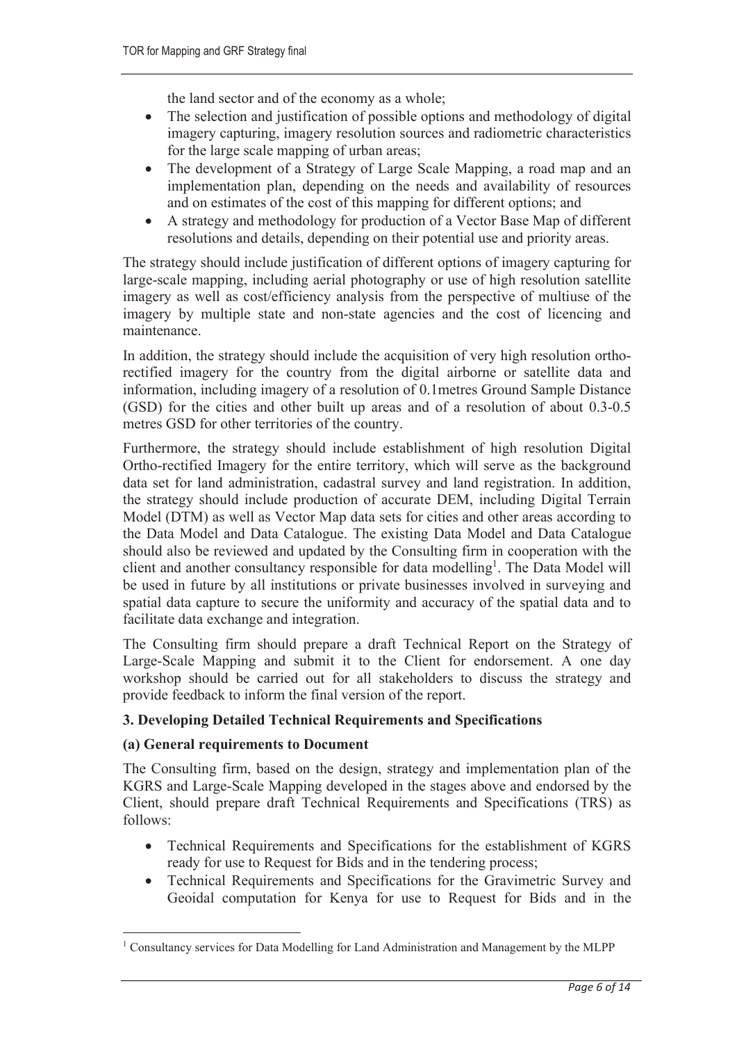the land sector and of the economy as a whole;

- The selection and justification of possible options and methodology of digital imagery capturing, imagery resolution sources and radiometric characteristics for the large scale mapping of urban areas;
- The development of a Strategy of Large Scale Mapping, a road map and an implementation plan, depending on the needs and availability of resources and on estimates of the cost of this mapping for different options; and
- A strategy and methodology for production of a Vector Base Map of different resolutions and details, depending on their potential use and priority areas.

The strategy should include justification of different options of imagery capturing for large-scale mapping, including aerial photography or use of high resolution satellite imagery as well as cost/efficiency analysis from the perspective of multiuse of the imagery by multiple state and non-state agencies and the cost of licencing and maintenance.

In addition, the strategy should include the acquisition of very high resolution ortho-rectified imagery for the country from the digital airborne or satellite data and information, including imagery of a resolution of 0.1metres Ground Sample Distance (GSD) for the cities and other built up areas and of a resolution of about 0.3-0.5 metres GSD for other territories of the country.

Furthermore, the strategy should include establishment of high resolution Digital Ortho-rectified Imagery for the entire territory, which will serve as the background data set for land administration, cadastral survey and land registration. In addition, the strategy should include production of accurate DEM, including Digital Terrain Model (DTM) as well as Vector Map data sets for cities and other areas according to the Data Model and Data Catalogue. The existing Data Model and Data Catalogue should also be reviewed and updated by the Consulting firm in cooperation with the client and another consultancy responsible for data modelling[1]. The Data Model will be used in future by all institutions or private businesses involved in surveying and spatial data capture to secure the uniformity and accuracy of the spatial data and to facilitate data exchange and integration.

The Consulting firm should prepare a draft Technical Report on the Strategy of Large-Scale Mapping and submit it to the Client for endorsement. A one day workshop should be carried out for all stakeholders to discuss the strategy and provide feedback to inform the final version of the report.

### 3. Developing Detailed Technical Requirements and Specifications

#### (a) General requirements to Document

The Consulting firm, based on the design, strategy and implementation plan of the KGRS and Large-Scale Mapping developed in the stages above and endorsed by the Client, should prepare draft Technical Requirements and Specifications (TRS) as follows:

- Technical Requirements and Specifications for the establishment of KGRS ready for use to Request for Bids and in the tendering process;
- Technical Requirements and Specifications for the Gravimetric Survey and Geoidal computation for Kenya for use to Request for Bids and in the

[1] Consultancy services for Data Modelling for Land Administration and Management by the MLPP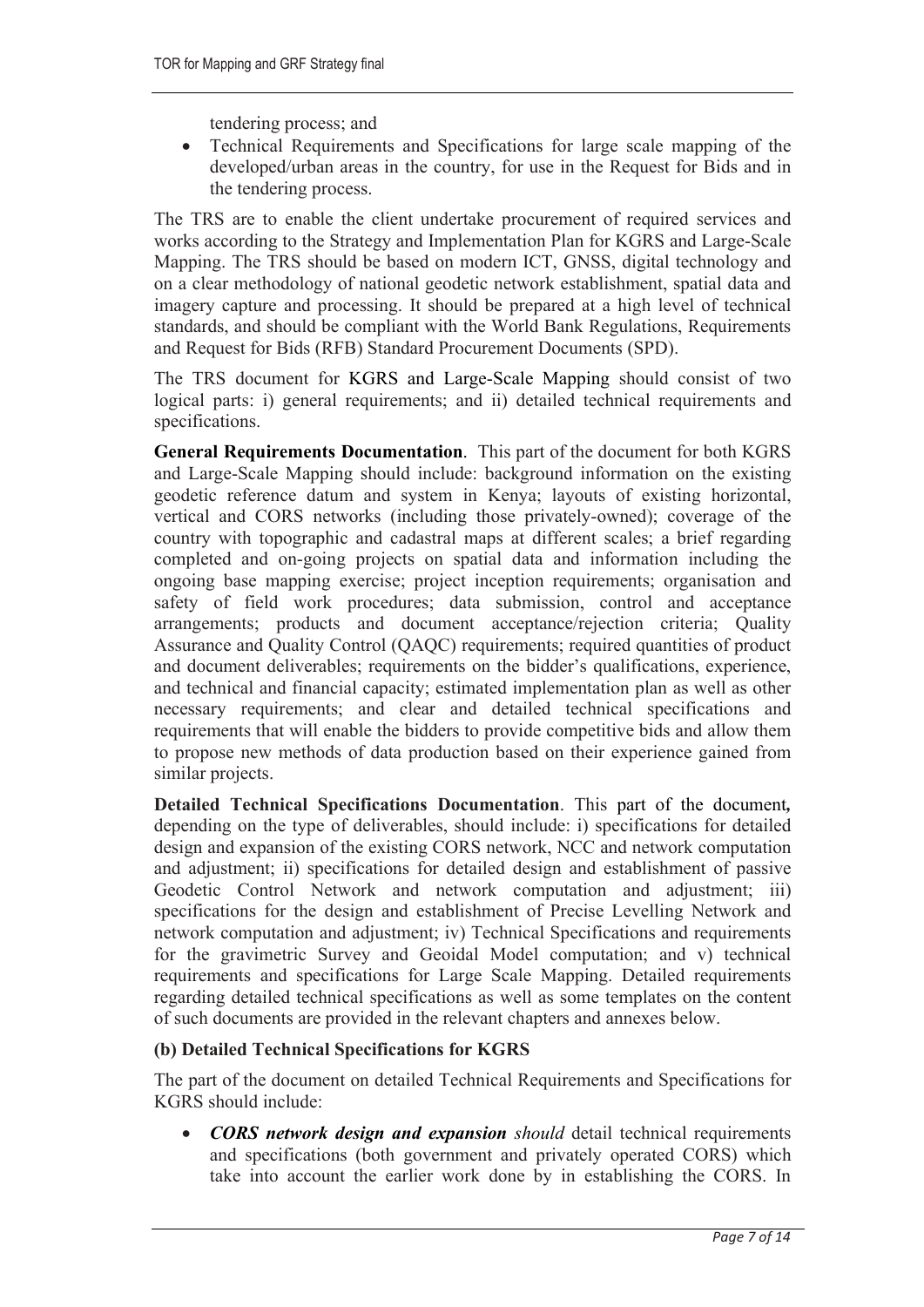tendering process; and

- Technical Requirements and Specifications for large scale mapping of the developed/urban areas in the country, for use in the Request for Bids and in the tendering process.

The TRS are to enable the client undertake procurement of required services and works according to the Strategy and Implementation Plan for KGRS and Large-Scale Mapping. The TRS should be based on modern ICT, GNSS, digital technology and on a clear methodology of national geodetic network establishment, spatial data and imagery capture and processing. It should be prepared at a high level of technical standards, and should be compliant with the World Bank Regulations, Requirements and Request for Bids (RFB) Standard Procurement Documents (SPD).

The TRS document for KGRS and Large-Scale Mapping should consist of two logical parts: i) general requirements; and ii) detailed technical requirements and specifications.

**General Requirements Documentation**. This part of the document for both KGRS and Large-Scale Mapping should include: background information on the existing geodetic reference datum and system in Kenya; layouts of existing horizontal, vertical and CORS networks (including those privately-owned); coverage of the country with topographic and cadastral maps at different scales; a brief regarding completed and on-going projects on spatial data and information including the ongoing base mapping exercise; project inception requirements; organisation and safety of field work procedures; data submission, control and acceptance arrangements; products and document acceptance/rejection criteria; Quality Assurance and Quality Control (QAQC) requirements; required quantities of product and document deliverables; requirements on the bidder's qualifications, experience, and technical and financial capacity; estimated implementation plan as well as other necessary requirements; and clear and detailed technical specifications and requirements that will enable the bidders to provide competitive bids and allow them to propose new methods of data production based on their experience gained from similar projects.

**Detailed Technical Specifications Documentation**. This part of the document, depending on the type of deliverables, should include: i) specifications for detailed design and expansion of the existing CORS network, NCC and network computation and adjustment; ii) specifications for detailed design and establishment of passive Geodetic Control Network and network computation and adjustment; iii) specifications for the design and establishment of Precise Levelling Network and network computation and adjustment; iv) Technical Specifications and requirements for the gravimetric Survey and Geoidal Model computation; and v) technical requirements and specifications for Large Scale Mapping. Detailed requirements regarding detailed technical specifications as well as some templates on the content of such documents are provided in the relevant chapters and annexes below.

**(b) Detailed Technical Specifications for KGRS**

The part of the document on detailed Technical Requirements and Specifications for KGRS should include:

- ***CORS network design and expansion*** *should* detail technical requirements and specifications (both government and privately operated CORS) which take into account the earlier work done by in establishing the CORS. In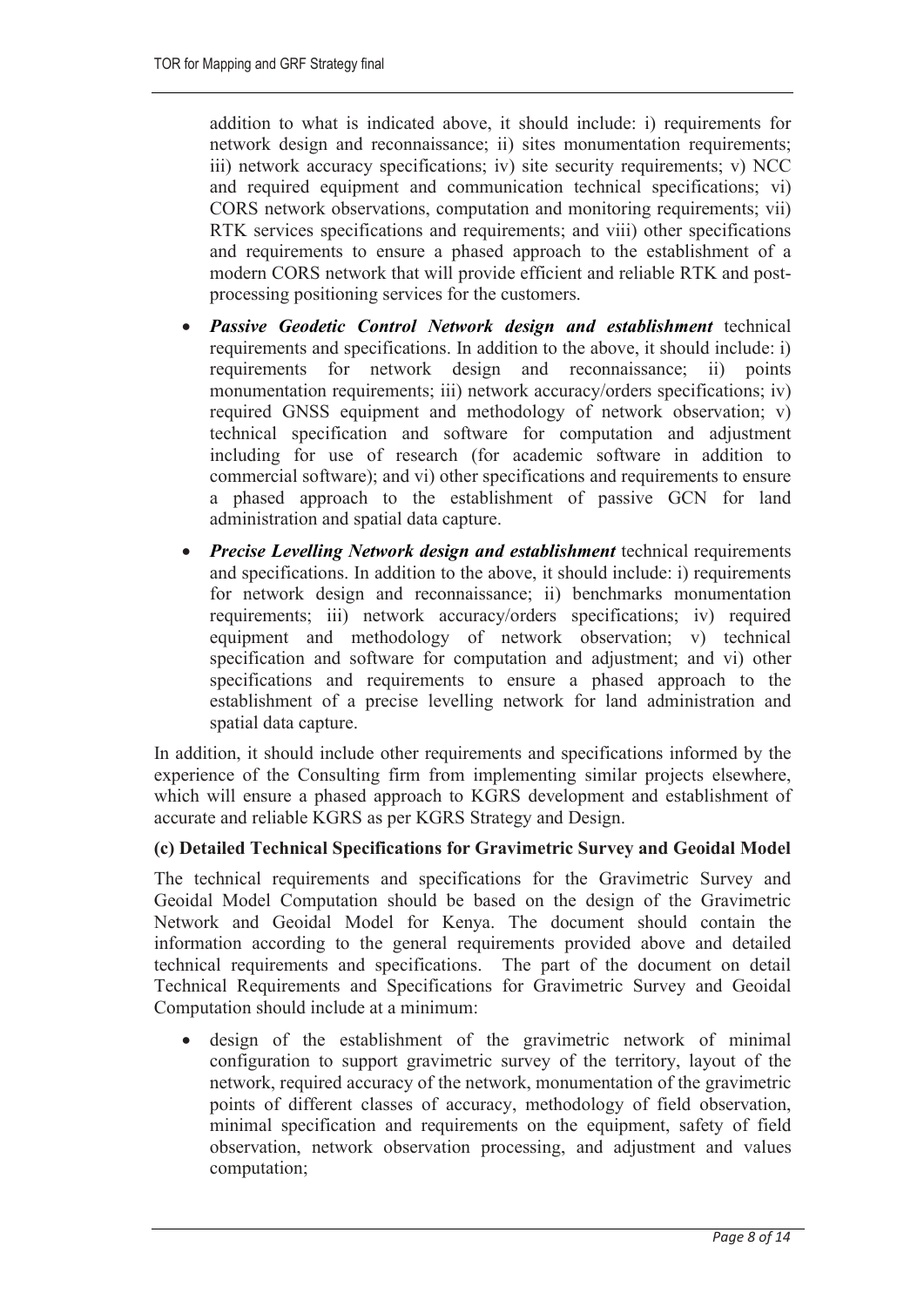addition to what is indicated above, it should include: i) requirements for network design and reconnaissance; ii) sites monumentation requirements; iii) network accuracy specifications; iv) site security requirements; v) NCC and required equipment and communication technical specifications; vi) CORS network observations, computation and monitoring requirements; vii) RTK services specifications and requirements; and viii) other specifications and requirements to ensure a phased approach to the establishment of a modern CORS network that will provide efficient and reliable RTK and post-processing positioning services for the customers.

- ***Passive Geodetic Control Network design and establishment*** technical requirements and specifications. In addition to the above, it should include: i) requirements for network design and reconnaissance; ii) points monumentation requirements; iii) network accuracy/orders specifications; iv) required GNSS equipment and methodology of network observation; v) technical specification and software for computation and adjustment including for use of research (for academic software in addition to commercial software); and vi) other specifications and requirements to ensure a phased approach to the establishment of passive GCN for land administration and spatial data capture.
- ***Precise Levelling Network design and establishment*** technical requirements and specifications. In addition to the above, it should include: i) requirements for network design and reconnaissance; ii) benchmarks monumentation requirements; iii) network accuracy/orders specifications; iv) required equipment and methodology of network observation; v) technical specification and software for computation and adjustment; and vi) other specifications and requirements to ensure a phased approach to the establishment of a precise levelling network for land administration and spatial data capture.

In addition, it should include other requirements and specifications informed by the experience of the Consulting firm from implementing similar projects elsewhere, which will ensure a phased approach to KGRS development and establishment of accurate and reliable KGRS as per KGRS Strategy and Design.

**(c) Detailed Technical Specifications for Gravimetric Survey and Geoidal Model**

The technical requirements and specifications for the Gravimetric Survey and Geoidal Model Computation should be based on the design of the Gravimetric Network and Geoidal Model for Kenya. The document should contain the information according to the general requirements provided above and detailed technical requirements and specifications. The part of the document on detail Technical Requirements and Specifications for Gravimetric Survey and Geoidal Computation should include at a minimum:

- design of the establishment of the gravimetric network of minimal configuration to support gravimetric survey of the territory, layout of the network, required accuracy of the network, monumentation of the gravimetric points of different classes of accuracy, methodology of field observation, minimal specification and requirements on the equipment, safety of field observation, network observation processing, and adjustment and values computation;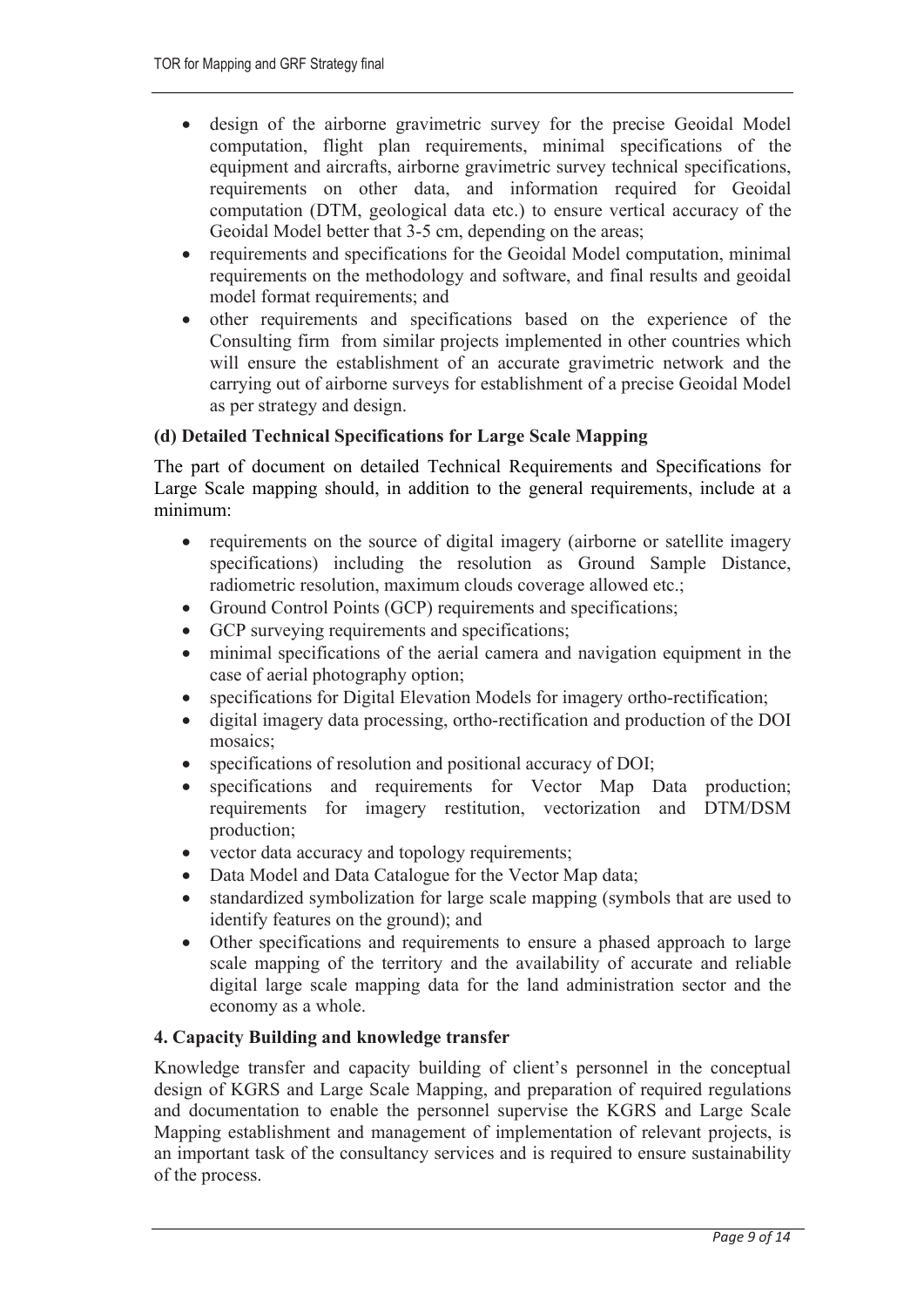- design of the airborne gravimetric survey for the precise Geoidal Model computation, flight plan requirements, minimal specifications of the equipment and aircrafts, airborne gravimetric survey technical specifications, requirements on other data, and information required for Geoidal computation (DTM, geological data etc.) to ensure vertical accuracy of the Geoidal Model better that 3-5 cm, depending on the areas;
- requirements and specifications for the Geoidal Model computation, minimal requirements on the methodology and software, and final results and geoidal model format requirements; and
- other requirements and specifications based on the experience of the Consulting firm from similar projects implemented in other countries which will ensure the establishment of an accurate gravimetric network and the carrying out of airborne surveys for establishment of a precise Geoidal Model as per strategy and design.

**(d) Detailed Technical Specifications for Large Scale Mapping**

The part of document on detailed Technical Requirements and Specifications for Large Scale mapping should, in addition to the general requirements, include at a minimum:

- requirements on the source of digital imagery (airborne or satellite imagery specifications) including the resolution as Ground Sample Distance, radiometric resolution, maximum clouds coverage allowed etc.;
- Ground Control Points (GCP) requirements and specifications;
- GCP surveying requirements and specifications;
- minimal specifications of the aerial camera and navigation equipment in the case of aerial photography option;
- specifications for Digital Elevation Models for imagery ortho-rectification;
- digital imagery data processing, ortho-rectification and production of the DOI mosaics;
- specifications of resolution and positional accuracy of DOI;
- specifications and requirements for Vector Map Data production; requirements for imagery restitution, vectorization and DTM/DSM production;
- vector data accuracy and topology requirements;
- Data Model and Data Catalogue for the Vector Map data;
- standardized symbolization for large scale mapping (symbols that are used to identify features on the ground); and
- Other specifications and requirements to ensure a phased approach to large scale mapping of the territory and the availability of accurate and reliable digital large scale mapping data for the land administration sector and the economy as a whole.

**4. Capacity Building and knowledge transfer**

Knowledge transfer and capacity building of client's personnel in the conceptual design of KGRS and Large Scale Mapping, and preparation of required regulations and documentation to enable the personnel supervise the KGRS and Large Scale Mapping establishment and management of implementation of relevant projects, is an important task of the consultancy services and is required to ensure sustainability of the process.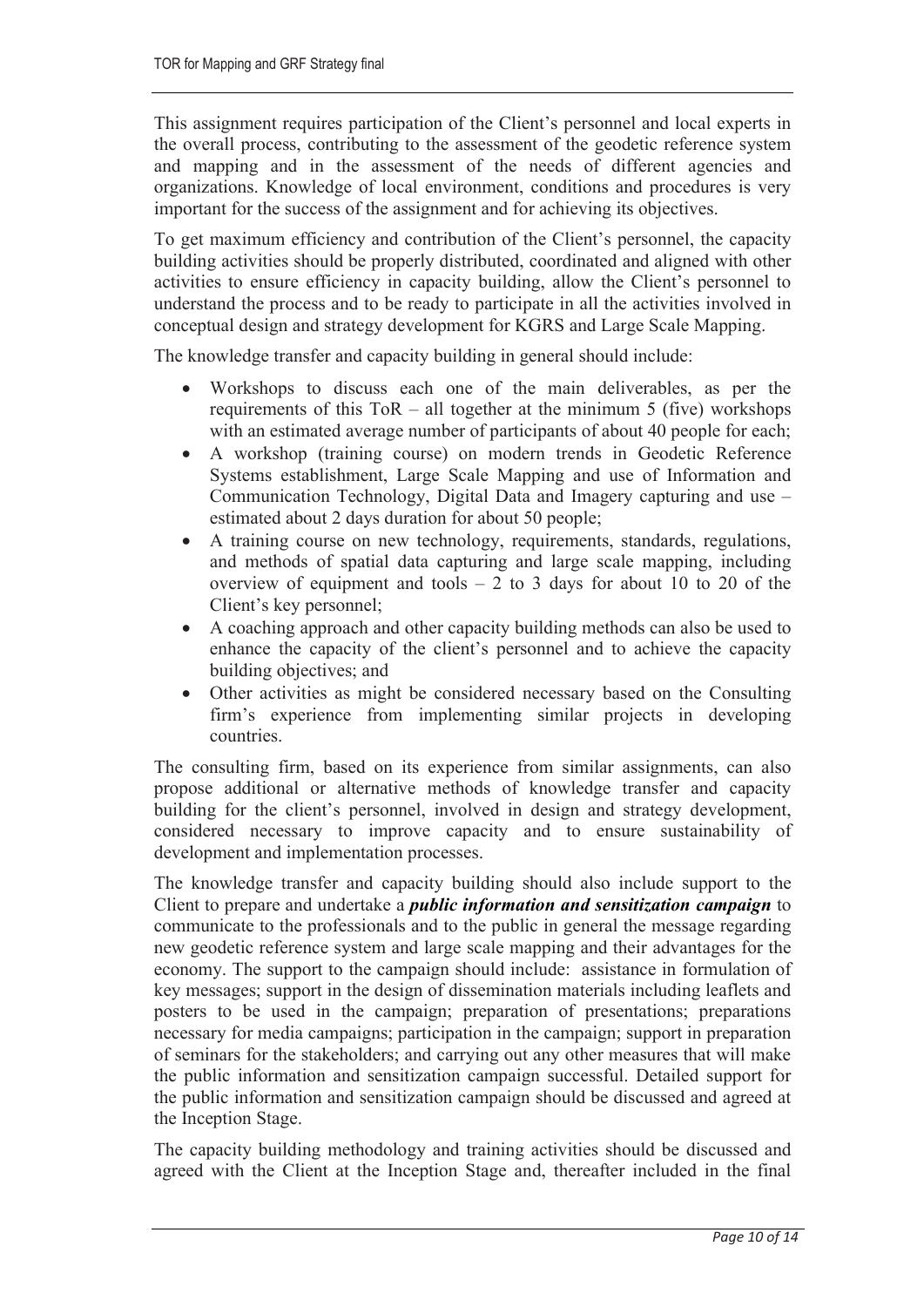This assignment requires participation of the Client's personnel and local experts in the overall process, contributing to the assessment of the geodetic reference system and mapping and in the assessment of the needs of different agencies and organizations. Knowledge of local environment, conditions and procedures is very important for the success of the assignment and for achieving its objectives.

To get maximum efficiency and contribution of the Client's personnel, the capacity building activities should be properly distributed, coordinated and aligned with other activities to ensure efficiency in capacity building, allow the Client's personnel to understand the process and to be ready to participate in all the activities involved in conceptual design and strategy development for KGRS and Large Scale Mapping.

The knowledge transfer and capacity building in general should include:

- Workshops to discuss each one of the main deliverables, as per the requirements of this ToR – all together at the minimum 5 (five) workshops with an estimated average number of participants of about 40 people for each;
- A workshop (training course) on modern trends in Geodetic Reference Systems establishment, Large Scale Mapping and use of Information and Communication Technology, Digital Data and Imagery capturing and use – estimated about 2 days duration for about 50 people;
- A training course on new technology, requirements, standards, regulations, and methods of spatial data capturing and large scale mapping, including overview of equipment and tools – 2 to 3 days for about 10 to 20 of the Client's key personnel;
- A coaching approach and other capacity building methods can also be used to enhance the capacity of the client's personnel and to achieve the capacity building objectives; and
- Other activities as might be considered necessary based on the Consulting firm's experience from implementing similar projects in developing countries.

The consulting firm, based on its experience from similar assignments, can also propose additional or alternative methods of knowledge transfer and capacity building for the client's personnel, involved in design and strategy development, considered necessary to improve capacity and to ensure sustainability of development and implementation processes.

The knowledge transfer and capacity building should also include support to the Client to prepare and undertake a ***public information and sensitization campaign*** to communicate to the professionals and to the public in general the message regarding new geodetic reference system and large scale mapping and their advantages for the economy. The support to the campaign should include: assistance in formulation of key messages; support in the design of dissemination materials including leaflets and posters to be used in the campaign; preparation of presentations; preparations necessary for media campaigns; participation in the campaign; support in preparation of seminars for the stakeholders; and carrying out any other measures that will make the public information and sensitization campaign successful. Detailed support for the public information and sensitization campaign should be discussed and agreed at the Inception Stage.

The capacity building methodology and training activities should be discussed and agreed with the Client at the Inception Stage and, thereafter included in the final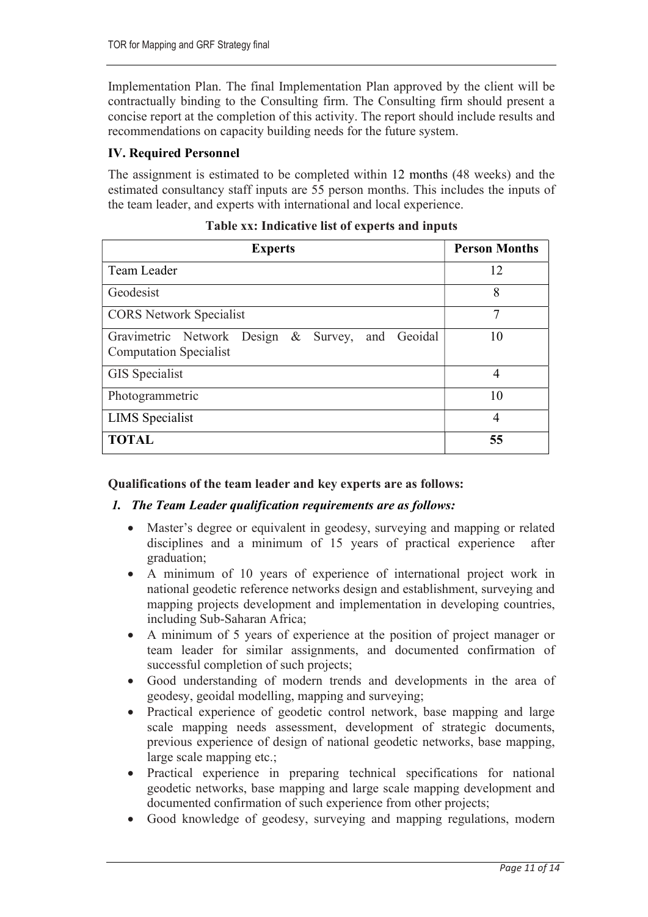Implementation Plan. The final Implementation Plan approved by the client will be contractually binding to the Consulting firm. The Consulting firm should present a concise report at the completion of this activity. The report should include results and recommendations on capacity building needs for the future system.

## IV. Required Personnel

The assignment is estimated to be completed within 12 months (48 weeks) and the estimated consultancy staff inputs are 55 person months. This includes the inputs of the team leader, and experts with international and local experience.

**Table xx: Indicative list of experts and inputs**

| Experts | Person Months |
|---|---|
| Team Leader | 12 |
| Geodesist | 8 |
| CORS Network Specialist | 7 |
| Gravimetric Network Design & Survey, and Geoidal Computation Specialist | 10 |
| GIS Specialist | 4 |
| Photogrammetric | 10 |
| LIMS Specialist | 4 |
| **TOTAL** | **55** |

**Qualifications of the team leader and key experts are as follows:**

1. ***The Team Leader qualification requirements are as follows:***

- Master's degree or equivalent in geodesy, surveying and mapping or related disciplines and a minimum of 15 years of practical experience after graduation;
- A minimum of 10 years of experience of international project work in national geodetic reference networks design and establishment, surveying and mapping projects development and implementation in developing countries, including Sub-Saharan Africa;
- A minimum of 5 years of experience at the position of project manager or team leader for similar assignments, and documented confirmation of successful completion of such projects;
- Good understanding of modern trends and developments in the area of geodesy, geoidal modelling, mapping and surveying;
- Practical experience of geodetic control network, base mapping and large scale mapping needs assessment, development of strategic documents, previous experience of design of national geodetic networks, base mapping, large scale mapping etc.;
- Practical experience in preparing technical specifications for national geodetic networks, base mapping and large scale mapping development and documented confirmation of such experience from other projects;
- Good knowledge of geodesy, surveying and mapping regulations, modern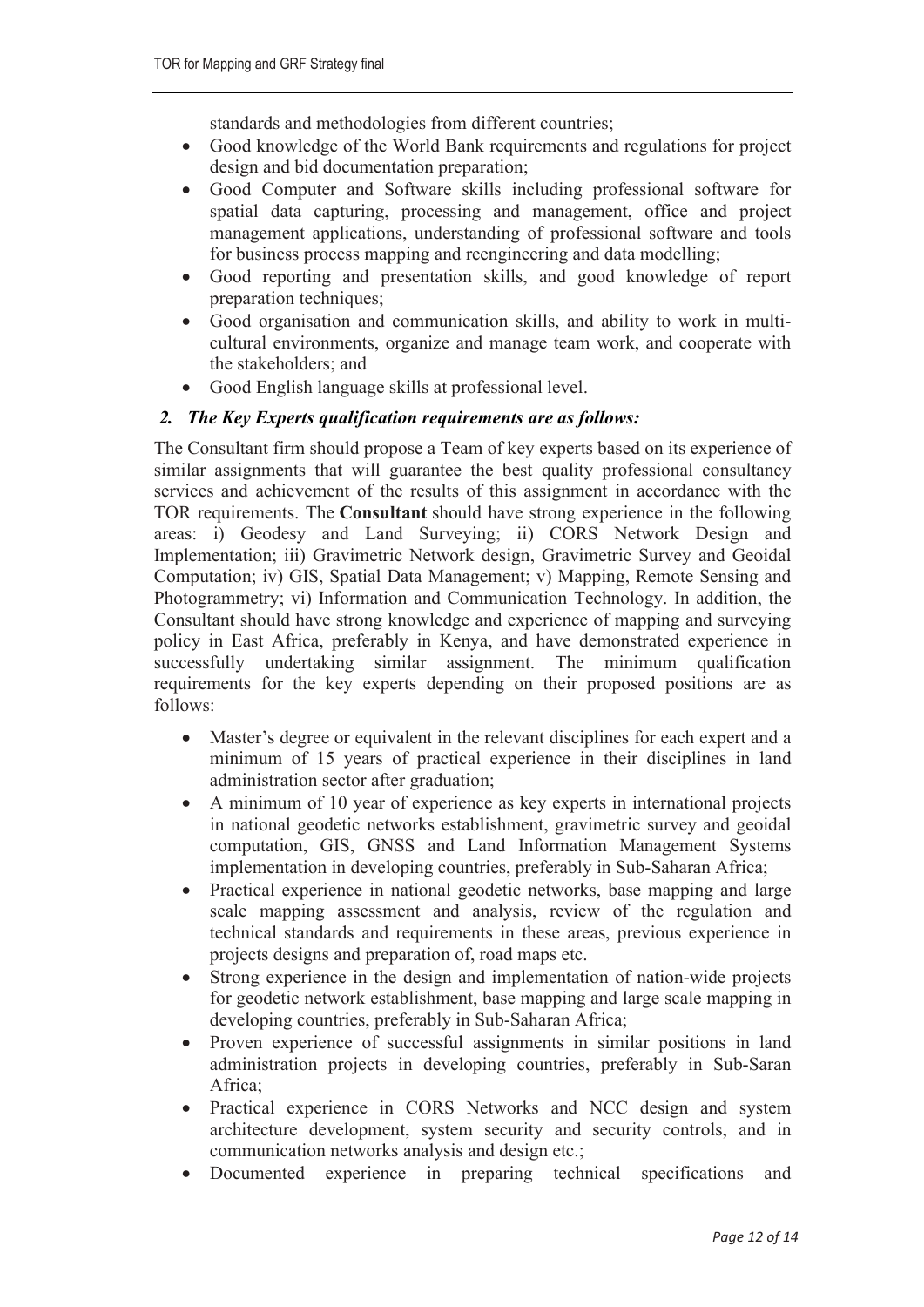standards and methodologies from different countries;

- Good knowledge of the World Bank requirements and regulations for project design and bid documentation preparation;
- Good Computer and Software skills including professional software for spatial data capturing, processing and management, office and project management applications, understanding of professional software and tools for business process mapping and reengineering and data modelling;
- Good reporting and presentation skills, and good knowledge of report preparation techniques;
- Good organisation and communication skills, and ability to work in multi-cultural environments, organize and manage team work, and cooperate with the stakeholders; and
- Good English language skills at professional level.

### *2. The Key Experts qualification requirements are as follows:*

The Consultant firm should propose a Team of key experts based on its experience of similar assignments that will guarantee the best quality professional consultancy services and achievement of the results of this assignment in accordance with the TOR requirements. The **Consultant** should have strong experience in the following areas: i) Geodesy and Land Surveying; ii) CORS Network Design and Implementation; iii) Gravimetric Network design, Gravimetric Survey and Geoidal Computation; iv) GIS, Spatial Data Management; v) Mapping, Remote Sensing and Photogrammetry; vi) Information and Communication Technology. In addition, the Consultant should have strong knowledge and experience of mapping and surveying policy in East Africa, preferably in Kenya, and have demonstrated experience in successfully undertaking similar assignment. The minimum qualification requirements for the key experts depending on their proposed positions are as follows:

- Master's degree or equivalent in the relevant disciplines for each expert and a minimum of 15 years of practical experience in their disciplines in land administration sector after graduation;
- A minimum of 10 year of experience as key experts in international projects in national geodetic networks establishment, gravimetric survey and geoidal computation, GIS, GNSS and Land Information Management Systems implementation in developing countries, preferably in Sub-Saharan Africa;
- Practical experience in national geodetic networks, base mapping and large scale mapping assessment and analysis, review of the regulation and technical standards and requirements in these areas, previous experience in projects designs and preparation of, road maps etc.
- Strong experience in the design and implementation of nation-wide projects for geodetic network establishment, base mapping and large scale mapping in developing countries, preferably in Sub-Saharan Africa;
- Proven experience of successful assignments in similar positions in land administration projects in developing countries, preferably in Sub-Saran Africa;
- Practical experience in CORS Networks and NCC design and system architecture development, system security and security controls, and in communication networks analysis and design etc.;
- Documented experience in preparing technical specifications and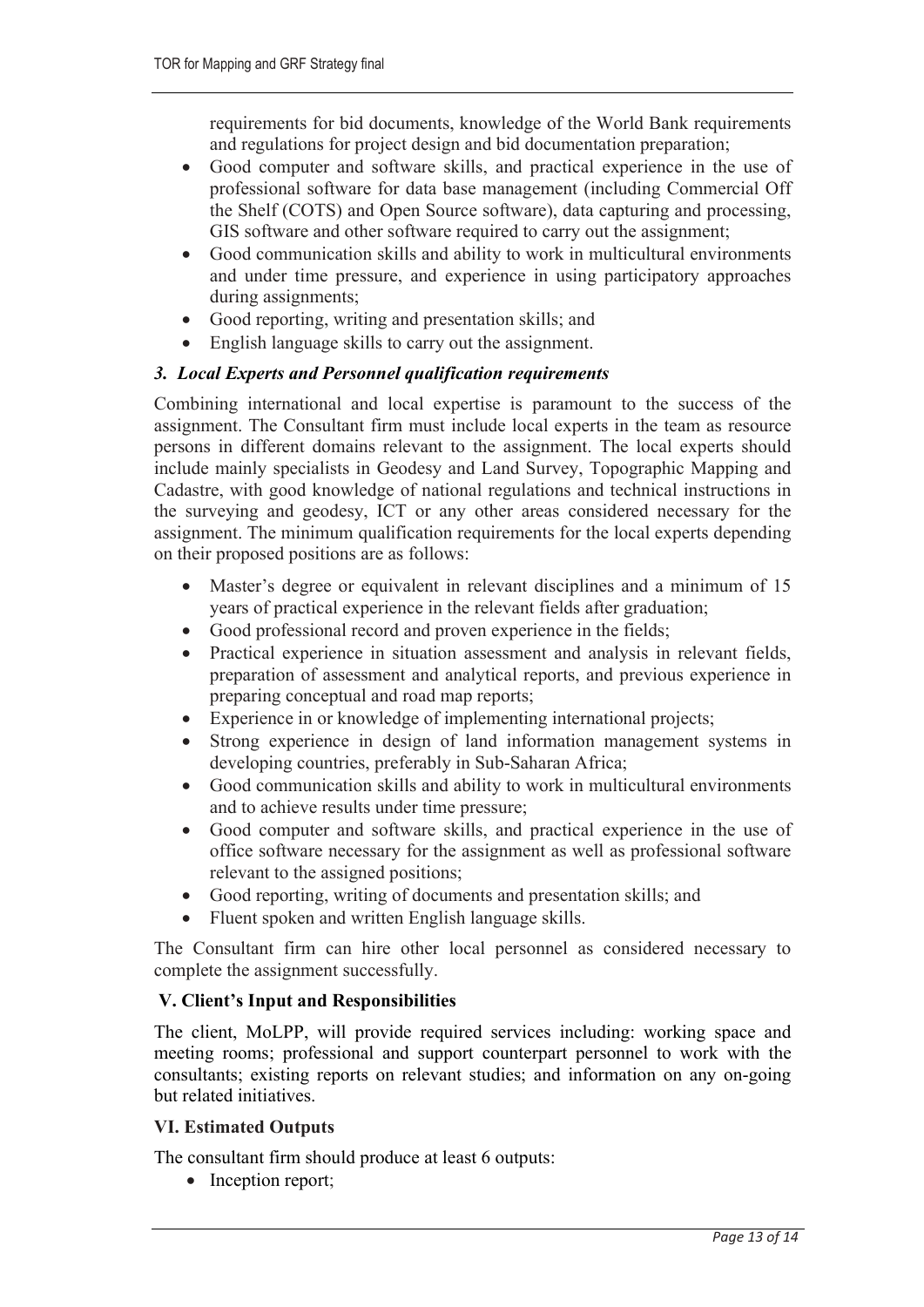requirements for bid documents, knowledge of the World Bank requirements and regulations for project design and bid documentation preparation;

- Good computer and software skills, and practical experience in the use of professional software for data base management (including Commercial Off the Shelf (COTS) and Open Source software), data capturing and processing, GIS software and other software required to carry out the assignment;
- Good communication skills and ability to work in multicultural environments and under time pressure, and experience in using participatory approaches during assignments;
- Good reporting, writing and presentation skills; and
- English language skills to carry out the assignment.

### *3. Local Experts and Personnel qualification requirements*

Combining international and local expertise is paramount to the success of the assignment. The Consultant firm must include local experts in the team as resource persons in different domains relevant to the assignment. The local experts should include mainly specialists in Geodesy and Land Survey, Topographic Mapping and Cadastre, with good knowledge of national regulations and technical instructions in the surveying and geodesy, ICT or any other areas considered necessary for the assignment. The minimum qualification requirements for the local experts depending on their proposed positions are as follows:

- Master's degree or equivalent in relevant disciplines and a minimum of 15 years of practical experience in the relevant fields after graduation;
- Good professional record and proven experience in the fields;
- Practical experience in situation assessment and analysis in relevant fields, preparation of assessment and analytical reports, and previous experience in preparing conceptual and road map reports;
- Experience in or knowledge of implementing international projects;
- Strong experience in design of land information management systems in developing countries, preferably in Sub-Saharan Africa;
- Good communication skills and ability to work in multicultural environments and to achieve results under time pressure;
- Good computer and software skills, and practical experience in the use of office software necessary for the assignment as well as professional software relevant to the assigned positions;
- Good reporting, writing of documents and presentation skills; and
- Fluent spoken and written English language skills.

The Consultant firm can hire other local personnel as considered necessary to complete the assignment successfully.

## V. Client's Input and Responsibilities

The client, MoLPP, will provide required services including: working space and meeting rooms; professional and support counterpart personnel to work with the consultants; existing reports on relevant studies; and information on any on-going but related initiatives.

## VI. Estimated Outputs

The consultant firm should produce at least 6 outputs:

- Inception report;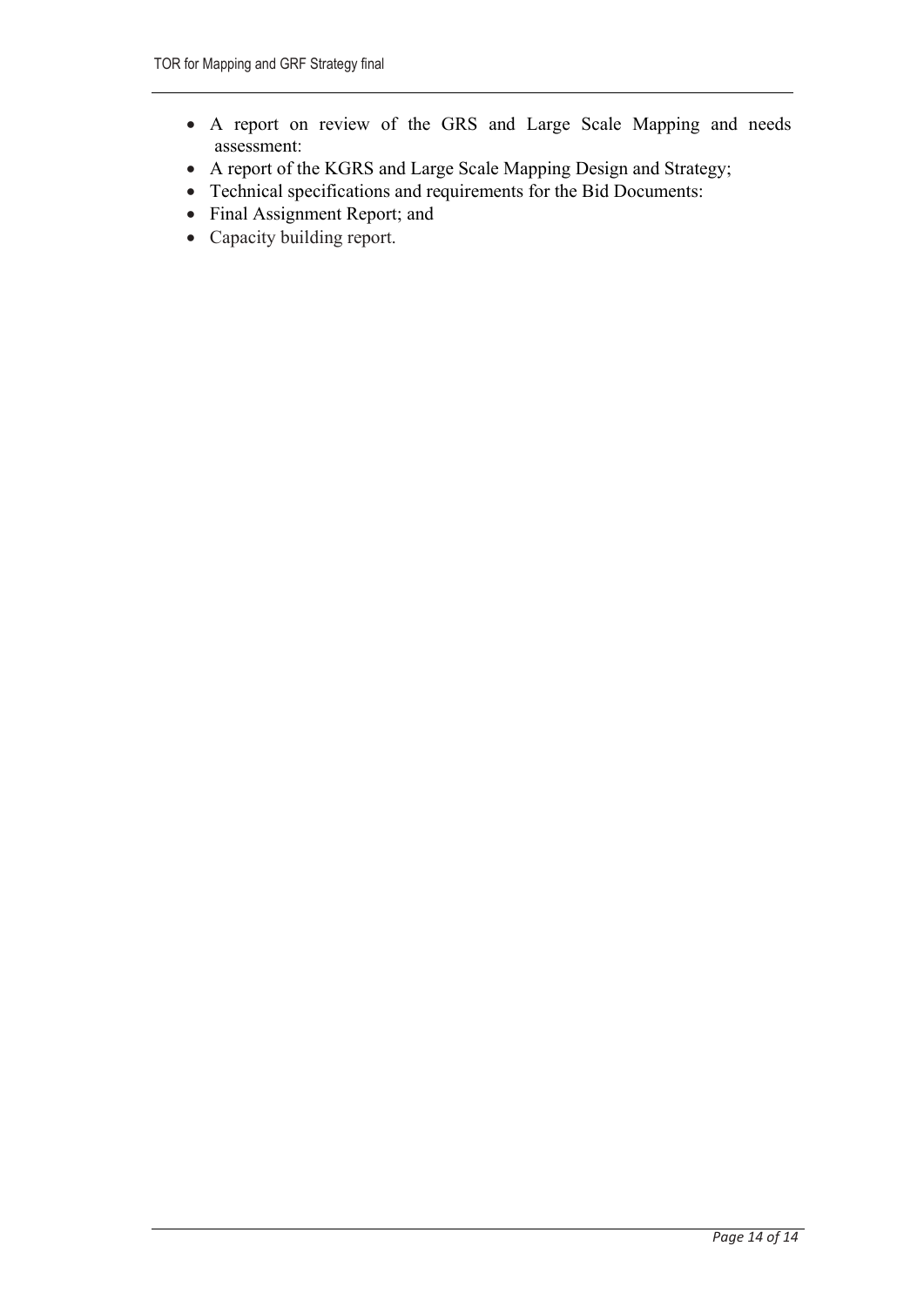- A report on review of the GRS and Large Scale Mapping and needs assessment:
- A report of the KGRS and Large Scale Mapping Design and Strategy;
- Technical specifications and requirements for the Bid Documents:
- Final Assignment Report; and
- Capacity building report.